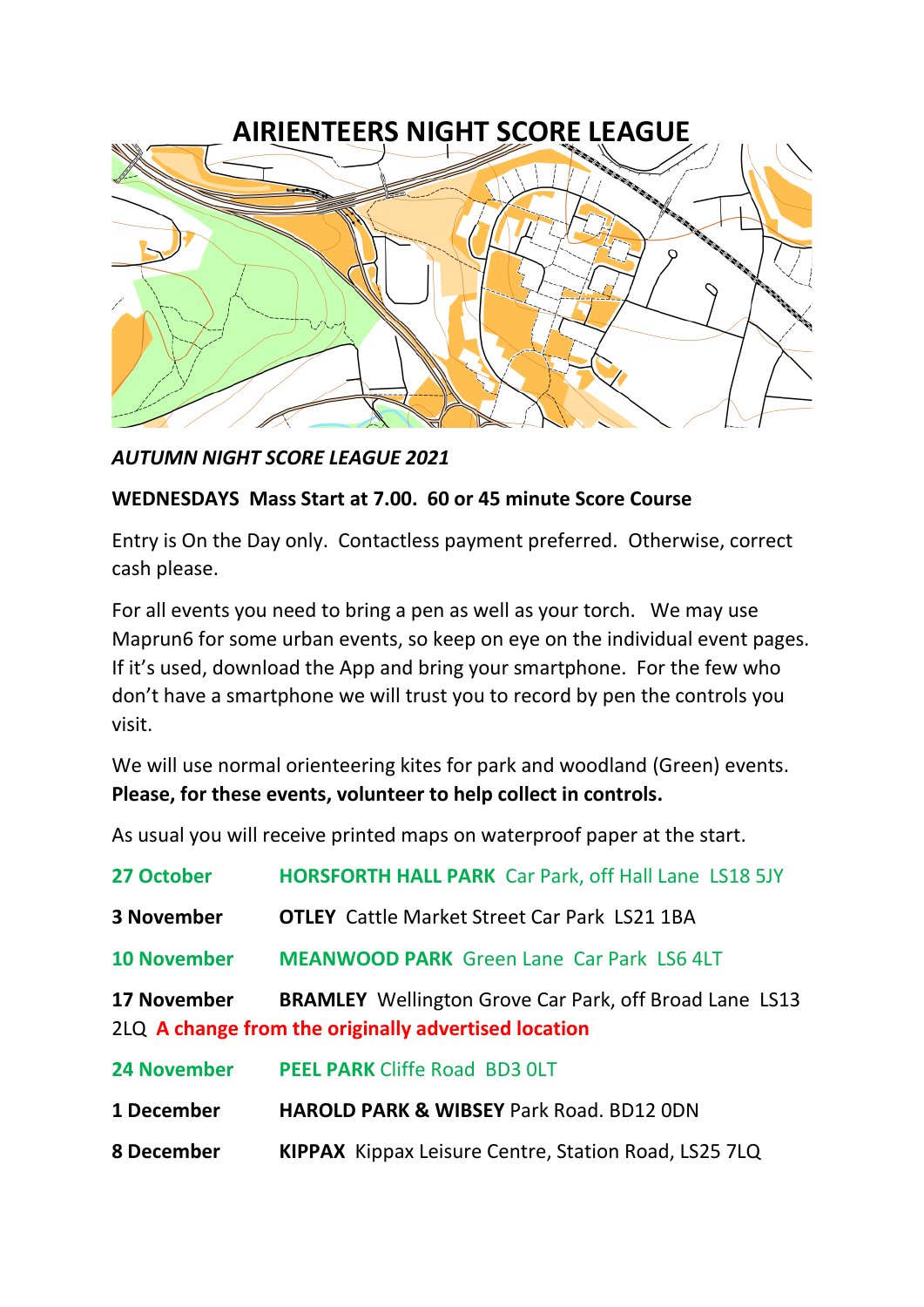# AIRIENTEERS NIGHT SCORE LEAGUE

***AUTUMN NIGHT SCORE LEAGUE 2021***

**WEDNESDAYS Mass Start at 7.00. 60 or 45 minute Score Course**

Entry is On the Day only. Contactless payment preferred. Otherwise, correct cash please.

For all events you need to bring a pen as well as your torch. We may use Maprun6 for some urban events, so keep on eye on the individual event pages. If it's used, download the App and bring your smartphone. For the few who don't have a smartphone we will trust you to record by pen the controls you visit.

We will use normal orienteering kites for park and woodland (Green) events. **Please, for these events, volunteer to help collect in controls.**

As usual you will receive printed maps on waterproof paper at the start.

**27 October** **HORSFORTH HALL PARK** Car Park, off Hall Lane LS18 5JY

**3 November** **OTLEY** Cattle Market Street Car Park LS21 1BA

**10 November** **MEANWOOD PARK** Green Lane Car Park LS6 4LT

**17 November** **BRAMLEY** Wellington Grove Car Park, off Broad Lane LS13 2LQ **A change from the originally advertised location**

**24 November** **PEEL PARK** Cliffe Road BD3 0LT

**1 December** **HAROLD PARK & WIBSEY** Park Road. BD12 0DN

**8 December** **KIPPAX** Kippax Leisure Centre, Station Road, LS25 7LQ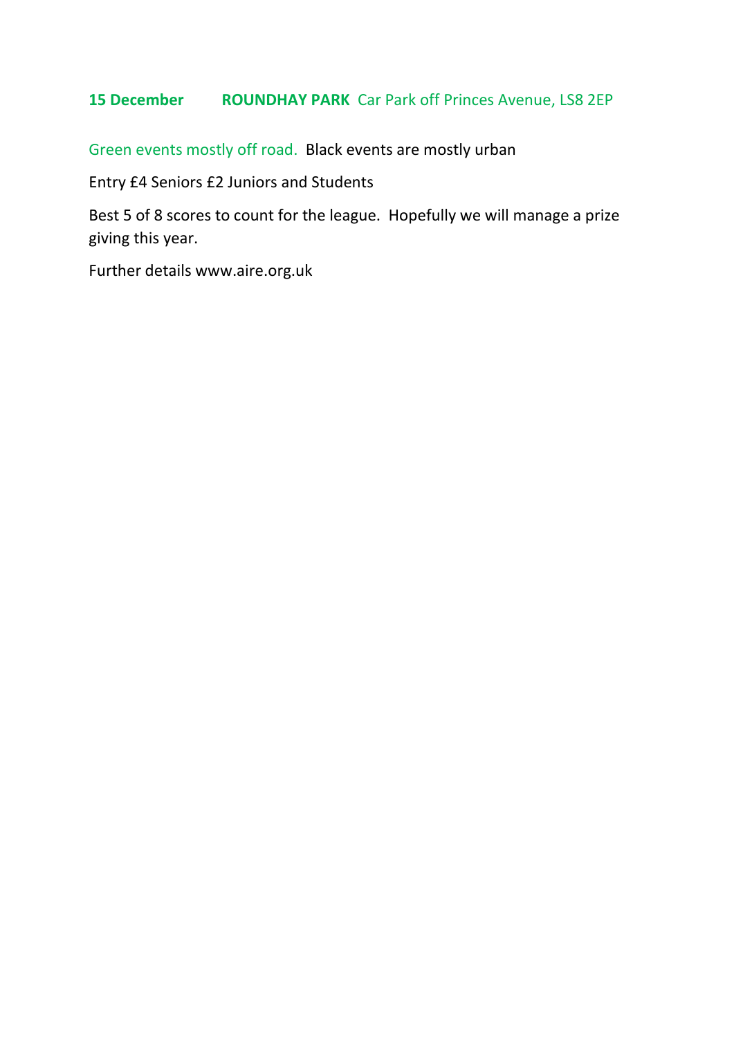**15 December** **ROUNDHAY PARK** Car Park off Princes Avenue, LS8 2EP

Green events mostly off road. Black events are mostly urban

Entry £4 Seniors £2 Juniors and Students

Best 5 of 8 scores to count for the league. Hopefully we will manage a prize giving this year.

Further details www.aire.org.uk